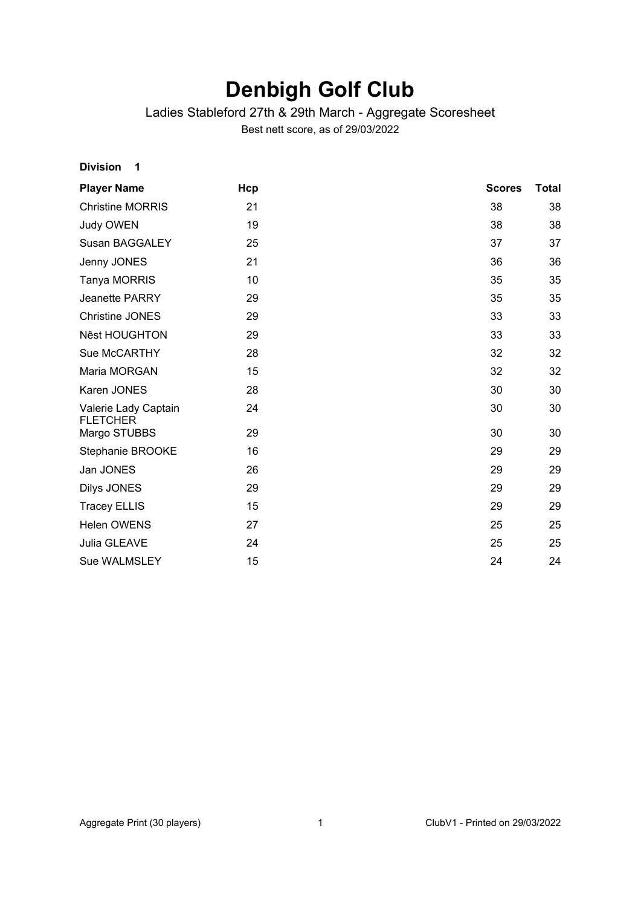# Denbigh Golf Club

Ladies Stableford 27th & 29th March - Aggregate Scoresheet

Best nett score, as of 29/03/2022

**Division 1**

| Player Name | Hcp | Scores | Total |
|---|---|---|---|
| Christine MORRIS | 21 | 38 | 38 |
| Judy OWEN | 19 | 38 | 38 |
| Susan BAGGALEY | 25 | 37 | 37 |
| Jenny JONES | 21 | 36 | 36 |
| Tanya MORRIS | 10 | 35 | 35 |
| Jeanette PARRY | 29 | 35 | 35 |
| Christine JONES | 29 | 33 | 33 |
| Nêst HOUGHTON | 29 | 33 | 33 |
| Sue McCARTHY | 28 | 32 | 32 |
| Maria MORGAN | 15 | 32 | 32 |
| Karen JONES | 28 | 30 | 30 |
| Valerie Lady Captain FLETCHER | 24 | 30 | 30 |
| Margo STUBBS | 29 | 30 | 30 |
| Stephanie BROOKE | 16 | 29 | 29 |
| Jan JONES | 26 | 29 | 29 |
| Dilys JONES | 29 | 29 | 29 |
| Tracey ELLIS | 15 | 29 | 29 |
| Helen OWENS | 27 | 25 | 25 |
| Julia GLEAVE | 24 | 25 | 25 |
| Sue WALMSLEY | 15 | 24 | 24 |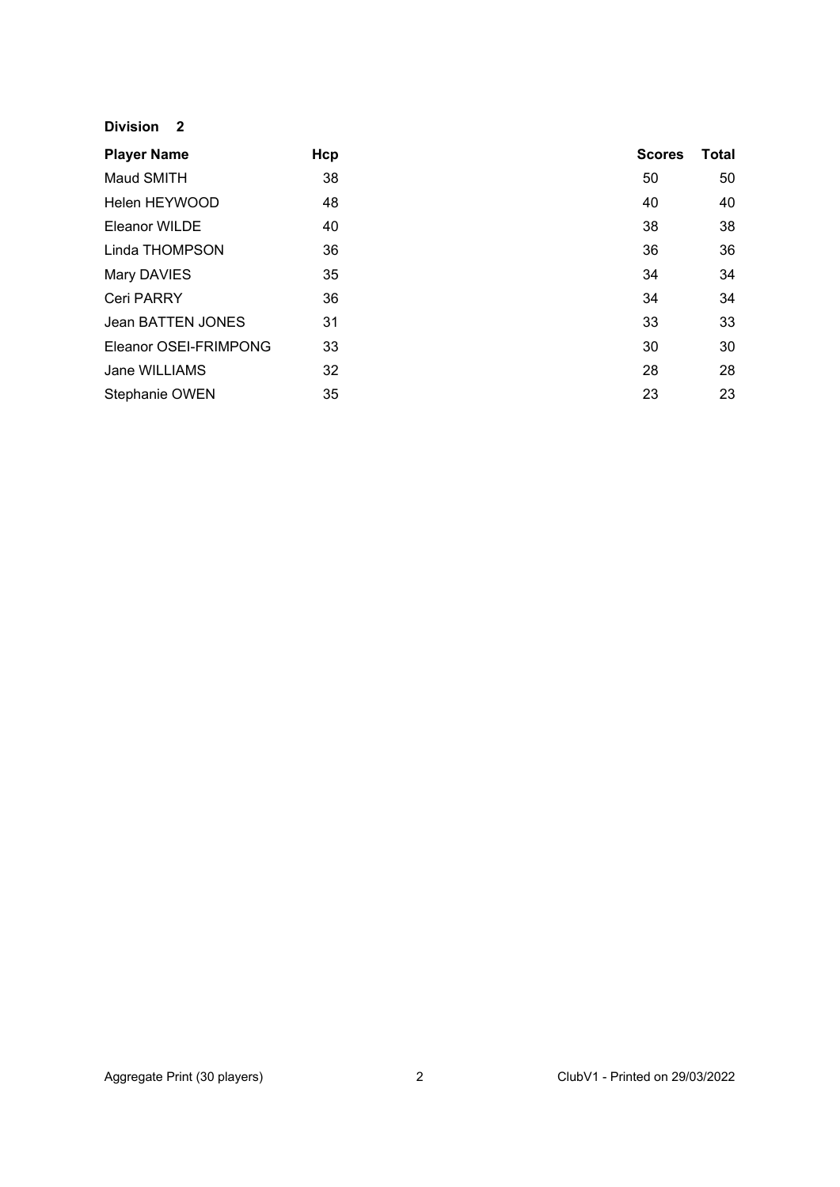**Division 2**

| Player Name | Hcp | Scores | Total |
|---|---|---|---|
| Maud SMITH | 38 | 50 | 50 |
| Helen HEYWOOD | 48 | 40 | 40 |
| Eleanor WILDE | 40 | 38 | 38 |
| Linda THOMPSON | 36 | 36 | 36 |
| Mary DAVIES | 35 | 34 | 34 |
| Ceri PARRY | 36 | 34 | 34 |
| Jean BATTEN JONES | 31 | 33 | 33 |
| Eleanor OSEI-FRIMPONG | 33 | 30 | 30 |
| Jane WILLIAMS | 32 | 28 | 28 |
| Stephanie OWEN | 35 | 23 | 23 |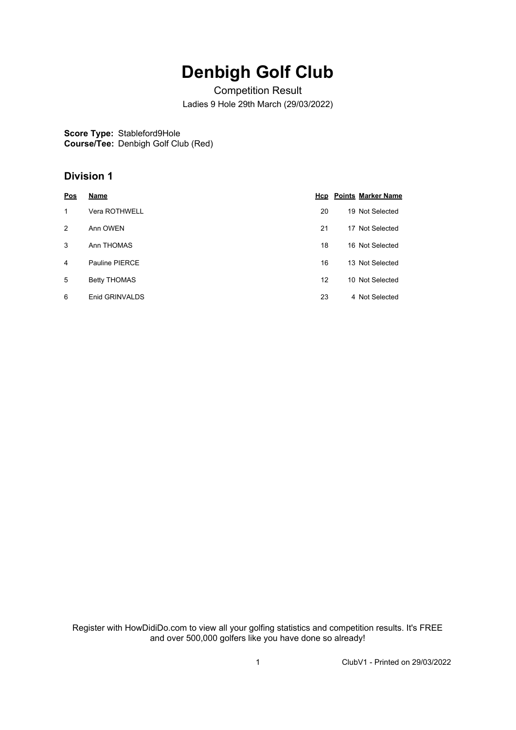# Denbigh Golf Club

Competition Result

Ladies 9 Hole 29th March (29/03/2022)

**Score Type:** Stableford9Hole
**Course/Tee:** Denbigh Golf Club (Red)

## Division 1

| Pos | Name | Hcp | Points | Marker Name |
|---|---|---|---|---|
| 1 | Vera ROTHWELL | 20 | 19 | Not Selected |
| 2 | Ann OWEN | 21 | 17 | Not Selected |
| 3 | Ann THOMAS | 18 | 16 | Not Selected |
| 4 | Pauline PIERCE | 16 | 13 | Not Selected |
| 5 | Betty THOMAS | 12 | 10 | Not Selected |
| 6 | Enid GRINVALDS | 23 | 4 | Not Selected |

Register with HowDidiDo.com to view all your golfing statistics and competition results. It's FREE and over 500,000 golfers like you have done so already!

ClubV1 - Printed on 29/03/2022